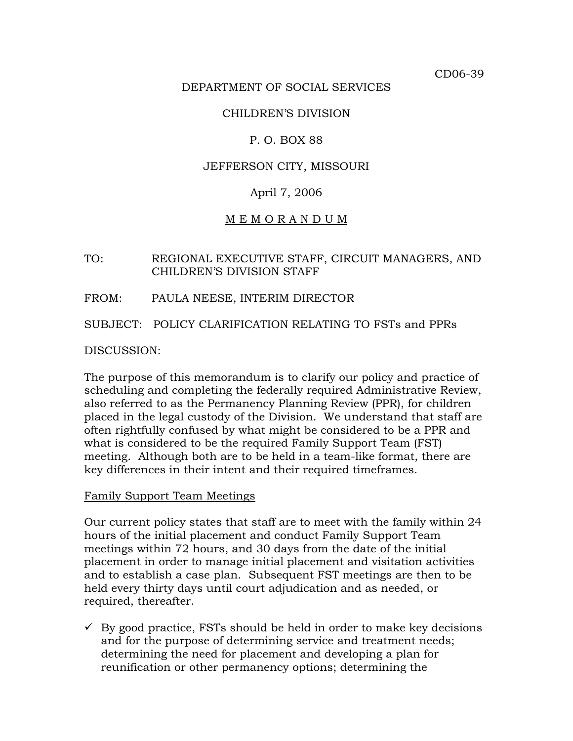CD06-39

DEPARTMENT OF SOCIAL SERVICES

CHILDREN'S DIVISION

P. O. BOX 88

JEFFERSON CITY, MISSOURI

April 7, 2006

# M E M O R A N D U M

TO: REGIONAL EXECUTIVE STAFF, CIRCUIT MANAGERS, AND CHILDREN'S DIVISION STAFF

FROM: PAULA NEESE, INTERIM DIRECTOR

SUBJECT: POLICY CLARIFICATION RELATING TO FSTs and PPRs

DISCUSSION:

The purpose of this memorandum is to clarify our policy and practice of scheduling and completing the federally required Administrative Review, also referred to as the Permanency Planning Review (PPR), for children placed in the legal custody of the Division. We understand that staff are often rightfully confused by what might be considered to be a PPR and what is considered to be the required Family Support Team (FST) meeting. Although both are to be held in a team-like format, there are key differences in their intent and their required timeframes.

## Family Support Team Meetings

Our current policy states that staff are to meet with the family within 24 hours of the initial placement and conduct Family Support Team meetings within 72 hours, and 30 days from the date of the initial placement in order to manage initial placement and visitation activities and to establish a case plan. Subsequent FST meetings are then to be held every thirty days until court adjudication and as needed, or required, thereafter.

- ✓ By good practice, FSTs should be held in order to make key decisions and for the purpose of determining service and treatment needs; determining the need for placement and developing a plan for reunification or other permanency options; determining the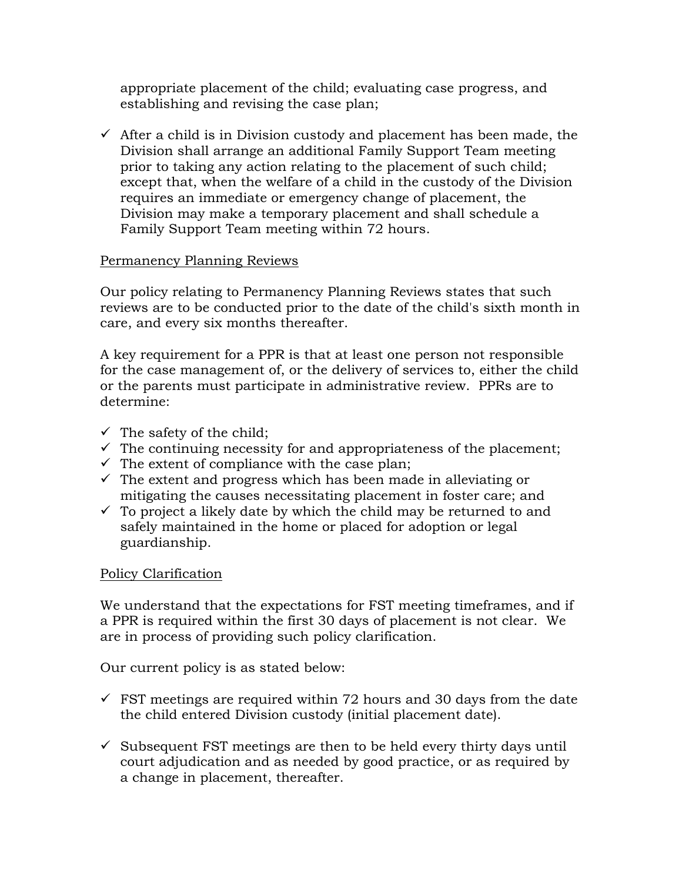appropriate placement of the child; evaluating case progress, and establishing and revising the case plan;

- ✓ After a child is in Division custody and placement has been made, the Division shall arrange an additional Family Support Team meeting prior to taking any action relating to the placement of such child; except that, when the welfare of a child in the custody of the Division requires an immediate or emergency change of placement, the Division may make a temporary placement and shall schedule a Family Support Team meeting within 72 hours.

<u>Permanency Planning Reviews</u>

Our policy relating to Permanency Planning Reviews states that such reviews are to be conducted prior to the date of the child's sixth month in care, and every six months thereafter.

A key requirement for a PPR is that at least one person not responsible for the case management of, or the delivery of services to, either the child or the parents must participate in administrative review. PPRs are to determine:

- ✓ The safety of the child;
- ✓ The continuing necessity for and appropriateness of the placement;
- ✓ The extent of compliance with the case plan;
- ✓ The extent and progress which has been made in alleviating or mitigating the causes necessitating placement in foster care; and
- ✓ To project a likely date by which the child may be returned to and safely maintained in the home or placed for adoption or legal guardianship.

<u>Policy Clarification</u>

We understand that the expectations for FST meeting timeframes, and if a PPR is required within the first 30 days of placement is not clear. We are in process of providing such policy clarification.

Our current policy is as stated below:

- ✓ FST meetings are required within 72 hours and 30 days from the date the child entered Division custody (initial placement date).

- ✓ Subsequent FST meetings are then to be held every thirty days until court adjudication and as needed by good practice, or as required by a change in placement, thereafter.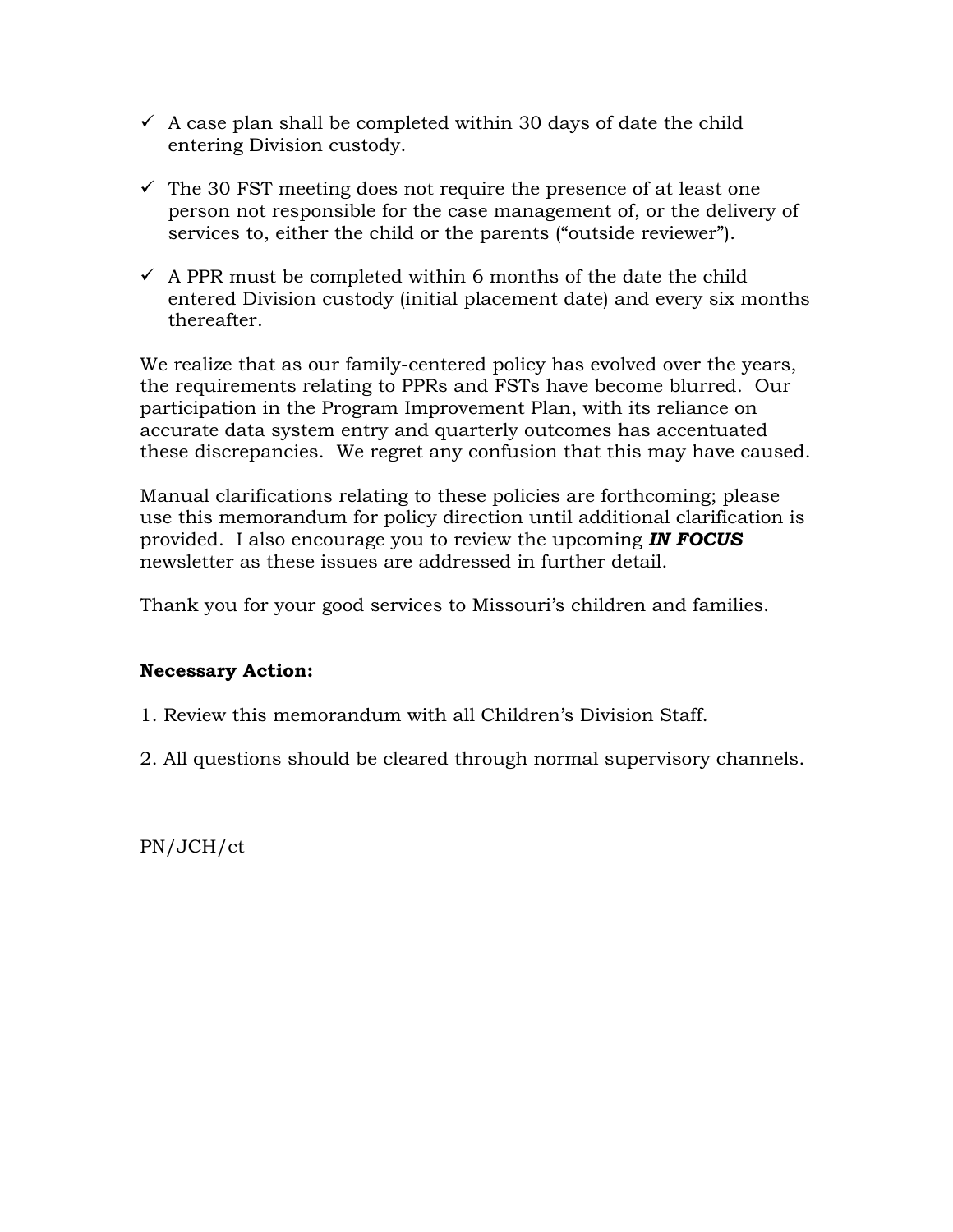- ✓ A case plan shall be completed within 30 days of date the child entering Division custody.

- ✓ The 30 FST meeting does not require the presence of at least one person not responsible for the case management of, or the delivery of services to, either the child or the parents ("outside reviewer").

- ✓ A PPR must be completed within 6 months of the date the child entered Division custody (initial placement date) and every six months thereafter.

We realize that as our family-centered policy has evolved over the years, the requirements relating to PPRs and FSTs have become blurred. Our participation in the Program Improvement Plan, with its reliance on accurate data system entry and quarterly outcomes has accentuated these discrepancies. We regret any confusion that this may have caused.

Manual clarifications relating to these policies are forthcoming; please use this memorandum for policy direction until additional clarification is provided. I also encourage you to review the upcoming ***IN FOCUS*** newsletter as these issues are addressed in further detail.

Thank you for your good services to Missouri's children and families.

**Necessary Action:**

1. Review this memorandum with all Children's Division Staff.

2. All questions should be cleared through normal supervisory channels.

PN/JCH/ct